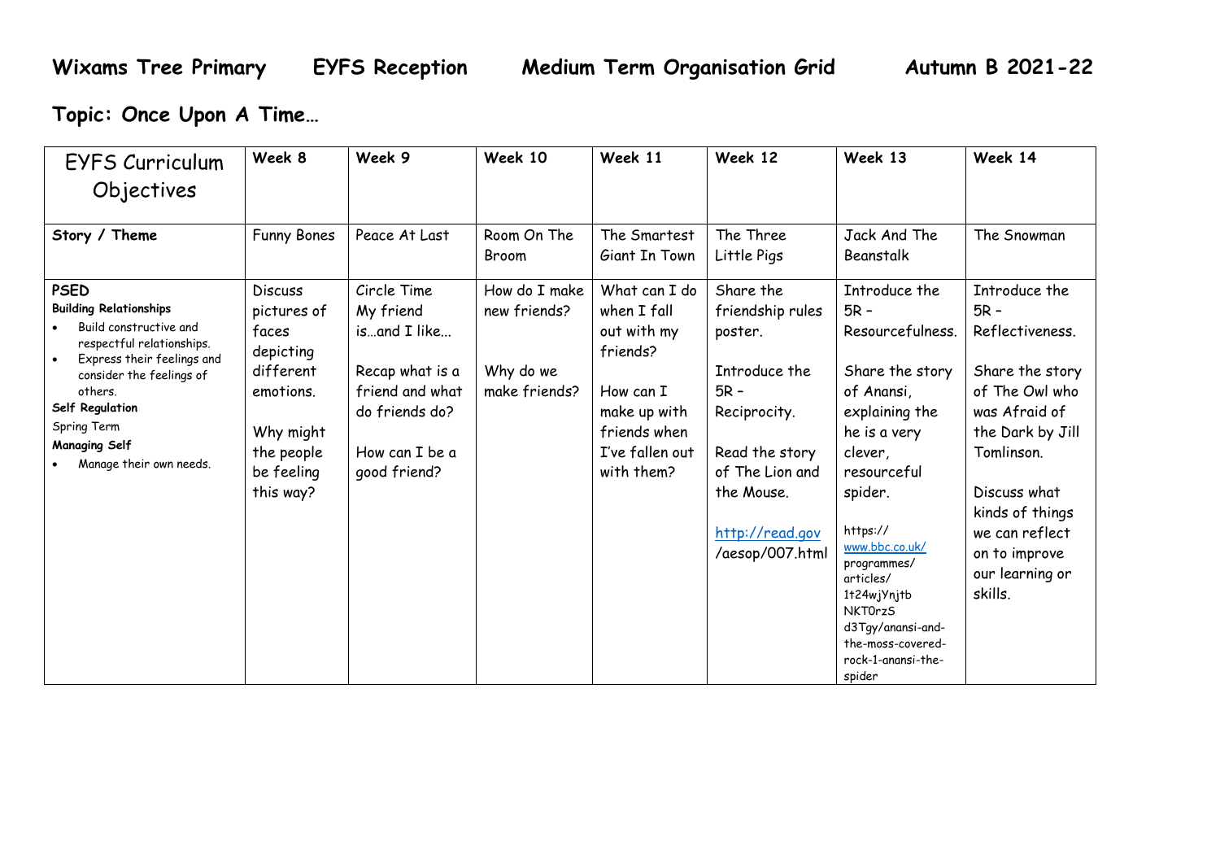# Wixams Tree Primary EYFS Reception Medium Term Organisation Grid Autumn B 2021-22

## Topic: Once Upon A Time…

| EYFS Curriculum Objectives | Week 8 | Week 9 | Week 10 | Week 11 | Week 12 | Week 13 | Week 14 |
|---|---|---|---|---|---|---|---|
| **Story / Theme** | Funny Bones | Peace At Last | Room On The Broom | The Smartest Giant In Town | The Three Little Pigs | Jack And The Beanstalk | The Snowman |
| **PSED**<br>**Building Relationships**<br>• Build constructive and respectful relationships.<br>• Express their feelings and consider the feelings of others.<br>**Self Regulation**<br>Spring Term<br>**Managing Self**<br>• Manage their own needs. | Discuss pictures of faces depicting different emotions.<br><br>Why might the people be feeling this way? | Circle Time My friend is…and I like…<br><br>Recap what is a friend and what do friends do?<br><br>How can I be a good friend? | How do I make new friends?<br><br>Why do we make friends? | What can I do when I fall out with my friends?<br><br>How can I make up with friends when I've fallen out with them? | Share the friendship rules poster.<br><br>Introduce the 5R – Reciprocity.<br><br>Read the story of The Lion and the Mouse.<br><br>http://read.gov/aesop/007.html | Introduce the 5R – Resourcefulness.<br><br>Share the story of Anansi, explaining the he is a very clever, resourceful spider.<br><br>https://www.bbc.co.uk/programmes/articles/1t24wjYnjtbNKT0rzSd3Tgy/anansi-and-the-moss-covered-rock-1-anansi-the-spider | Introduce the 5R – Reflectiveness.<br><br>Share the story of The Owl who was Afraid of the Dark by Jill Tomlinson.<br><br>Discuss what kinds of things we can reflect on to improve our learning or skills. |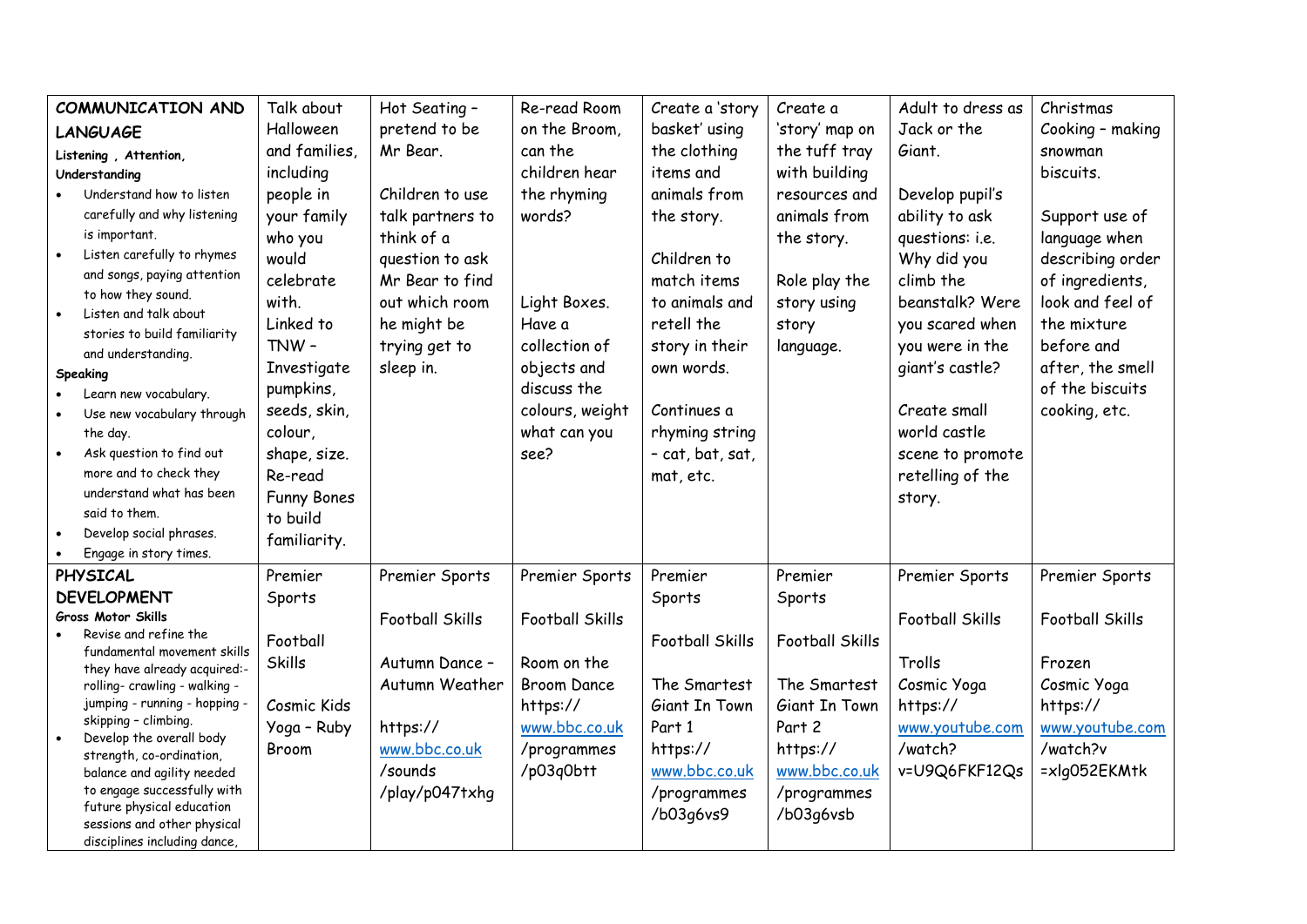| | | | | | | | |
|---|---|---|---|---|---|---|---|
| **COMMUNICATION AND LANGUAGE**<br>**Listening , Attention, Understanding**<br>• Understand how to listen carefully and why listening is important.<br>• Listen carefully to rhymes and songs, paying attention to how they sound.<br>• Listen and talk about stories to build familiarity and understanding.<br>**Speaking**<br>• Learn new vocabulary.<br>• Use new vocabulary through the day.<br>• Ask question to find out more and to check they understand what has been said to them.<br>• Develop social phrases.<br>• Engage in story times. | Talk about Halloween and families, including people in your family who you would celebrate with.<br>Linked to TNW – Investigate pumpkins, seeds, skin, colour, shape, size.<br>Re-read Funny Bones to build familiarity. | Hot Seating – pretend to be Mr Bear.<br><br>Children to use talk partners to think of a question to ask Mr Bear to find out which room he might be trying get to sleep in. | Re-read Room on the Broom, can the children hear the rhyming words?<br><br>Light Boxes. Have a collection of objects and discuss the colours, weight what can you see? | Create a 'story basket' using the clothing items and animals from the story.<br><br>Children to match items to animals and retell the story in their own words.<br><br>Continues a rhyming string – cat, bat, sat, mat, etc. | Create a 'story' map on the tuff tray with building resources and animals from the story.<br><br>Role play the story using story language. | Adult to dress as Jack or the Giant.<br><br>Develop pupil's ability to ask questions: i.e. Why did you climb the beanstalk? Were you scared when you were in the giant's castle?<br><br>Create small world castle scene to promote retelling of the story. | Christmas Cooking – making snowman biscuits.<br><br>Support use of language when describing order of ingredients, look and feel of the mixture before and after, the smell of the biscuits cooking, etc. |
| **PHYSICAL DEVELOPMENT**<br>**Gross Motor Skills**<br>• Revise and refine the fundamental movement skills they have already acquired:- rolling- crawling - walking - jumping - running - hopping - skipping – climbing.<br>• Develop the overall body strength, co-ordination, balance and agility needed to engage successfully with future physical education sessions and other physical disciplines including dance, | Premier Sports<br><br>Football Skills<br><br>Cosmic Kids Yoga – Ruby Broom | Premier Sports<br><br>Football Skills<br><br>Autumn Dance – Autumn Weather<br><br>https://www.bbc.co.uk/sounds/play/p047txhg | Premier Sports<br><br>Football Skills<br><br>Room on the Broom Dance https://www.bbc.co.uk/programmes/p03q0btt | Premier Sports<br><br>Football Skills<br><br>The Smartest Giant In Town Part 1 https://www.bbc.co.uk/programmes/b03g6vs9 | Premier Sports<br><br>Football Skills<br><br>The Smartest Giant In Town Part 2 https://www.bbc.co.uk/programmes/b03g6vsb | Premier Sports<br><br>Football Skills<br><br>Trolls Cosmic Yoga https://www.youtube.com/watch?v=U9Q6FKF12Qs | Premier Sports<br><br>Football Skills<br><br>Frozen Cosmic Yoga https://www.youtube.com/watch?v=xlg052EKMtk |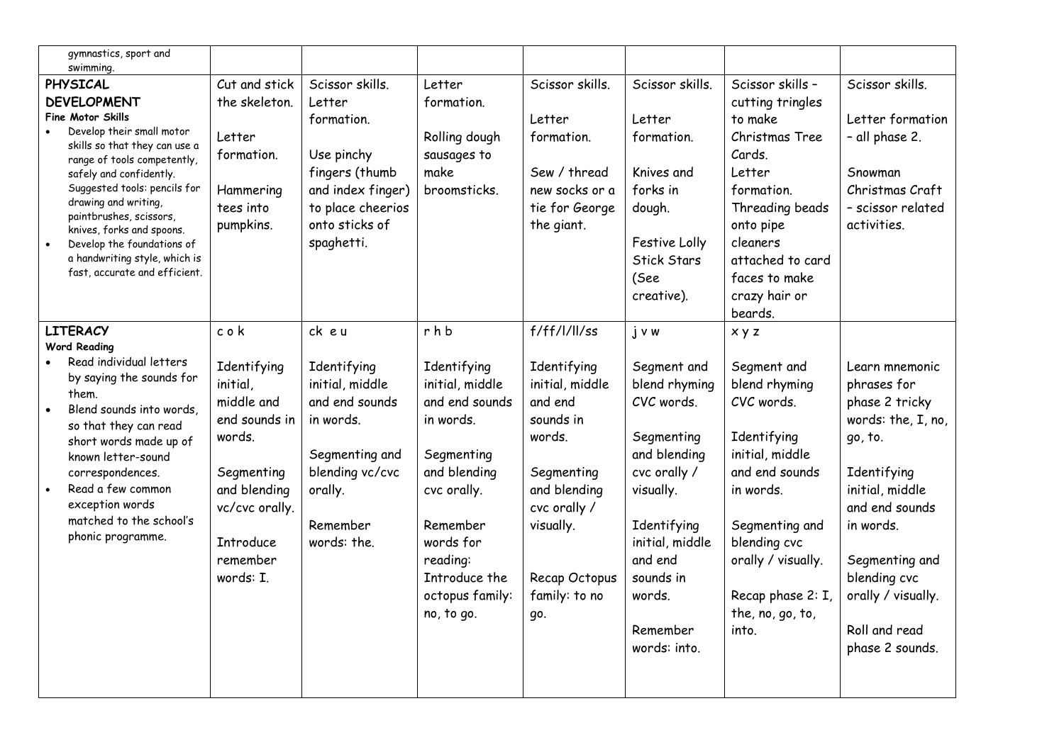| gymnastics, sport and swimming. | | | | | | | |
|---|---|---|---|---|---|---|---|
| **PHYSICAL DEVELOPMENT**<br>**Fine Motor Skills**<br>• Develop their small motor skills so that they can use a range of tools competently, safely and confidently. Suggested tools: pencils for drawing and writing, paintbrushes, scissors, knives, forks and spoons.<br>• Develop the foundations of a handwriting style, which is fast, accurate and efficient. | Cut and stick the skeleton.<br><br>Letter formation.<br><br>Hammering tees into pumpkins. | Scissor skills.<br>Letter formation.<br><br>Use pinchy fingers (thumb and index finger) to place cheerios onto sticks of spaghetti. | Letter formation.<br><br>Rolling dough sausages to make broomsticks. | Scissor skills.<br><br>Letter formation.<br><br>Sew / thread new socks or a tie for George the giant. | Scissor skills.<br><br>Letter formation.<br><br>Knives and forks in dough.<br><br>Festive Lolly Stick Stars (See creative). | Scissor skills – cutting tringles to make Christmas Tree Cards.<br>Letter formation.<br>Threading beads onto pipe cleaners attached to card faces to make crazy hair or beards. | Scissor skills.<br><br>Letter formation – all phase 2.<br><br>Snowman Christmas Craft – scissor related activities. |
| **LITERACY**<br>**Word Reading**<br>• Read individual letters by saying the sounds for them.<br>• Blend sounds into words, so that they can read short words made up of known letter-sound correspondences.<br>• Read a few common exception words matched to the school's phonic programme. | c o k<br><br>Identifying initial, middle and end sounds in words.<br><br>Segmenting and blending vc/cvc orally.<br><br>Introduce remember words: I. | ck e u<br><br>Identifying initial, middle and end sounds in words.<br><br>Segmenting and blending vc/cvc orally.<br><br>Remember words: the. | r h b<br><br>Identifying initial, middle and end sounds in words.<br><br>Segmenting and blending cvc orally.<br><br>Remember words for reading:<br>Introduce the octopus family: no, to go. | f/ff/l/ll/ss<br><br>Identifying initial, middle and end sounds in words.<br><br>Segmenting and blending cvc orally / visually.<br><br>Recap Octopus family: to no go. | j v w<br><br>Segment and blend rhyming CVC words.<br><br>Segmenting and blending cvc orally / visually.<br><br>Identifying initial, middle and end sounds in words.<br><br>Remember words: into. | x y z<br><br>Segment and blend rhyming CVC words.<br><br>Identifying initial, middle and end sounds in words.<br><br>Segmenting and blending cvc orally / visually.<br><br>Recap phase 2: I, the, no, go, to, into. | <br><br>Learn mnemonic phrases for phase 2 tricky words: the, I, no, go, to.<br><br>Identifying initial, middle and end sounds in words.<br><br>Segmenting and blending cvc orally / visually.<br><br>Roll and read phase 2 sounds. |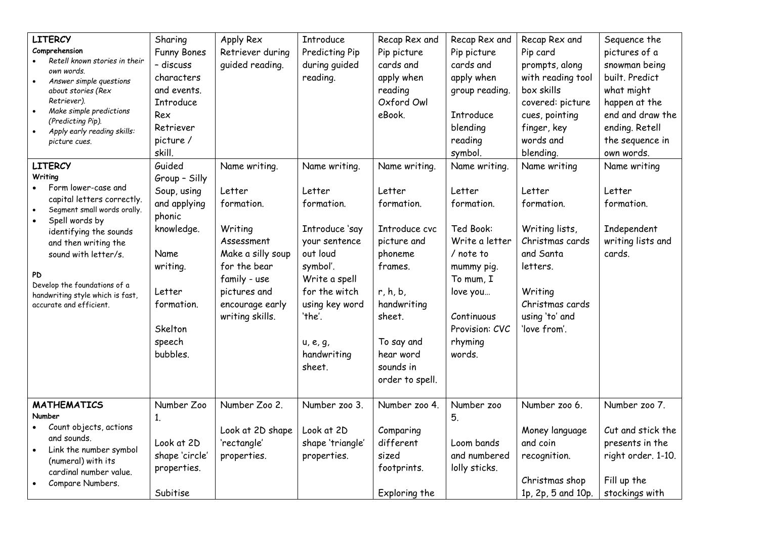| LITERCY<br>**Comprehension**<br>• *Retell known stories in their own words.*<br>• *Answer simple questions about stories (Rex Retriever).*<br>• *Make simple predictions (Predicting Pip).*<br>• *Apply early reading skills: picture cues.* | Sharing Funny Bones – discuss characters and events. Introduce Rex Retriever picture / skill. | Apply Rex Retriever during guided reading. | Introduce Predicting Pip during guided reading. | Recap Rex and Pip picture cards and apply when reading Oxford Owl eBook. | Recap Rex and Pip picture cards and apply when group reading.<br><br>Introduce blending reading symbol. | Recap Rex and Pip card prompts, along with reading tool box skills covered: picture cues, pointing finger, key words and blending. | Sequence the pictures of a snowman being built. Predict what might happen at the end and draw the ending. Retell the sequence in own words. |
|---|---|---|---|---|---|---|---|
| LITERCY<br>**Writing**<br>• Form lower-case and capital letters correctly.<br>• Segment small words orally.<br>• Spell words by identifying the sounds and then writing the sound with letter/s.<br><br>**PD**<br>Develop the foundations of a handwriting style which is fast, accurate and efficient. | Guided Group – Silly Soup, using and applying phonic knowledge.<br><br>Name writing.<br><br>Letter formation.<br><br>Skelton speech bubbles. | Name writing.<br><br>Letter formation.<br><br>Writing Assessment Make a silly soup for the bear family - use pictures and encourage early writing skills. | Name writing.<br><br>Letter formation.<br><br>Introduce 'say your sentence out loud symbol'.<br>Write a spell for the witch using key word 'the'.<br><br>u, e, g, handwriting sheet. | Name writing.<br><br>Letter formation.<br><br>Introduce cvc picture and phoneme frames.<br><br>r, h, b, handwriting sheet.<br><br>To say and hear word sounds in order to spell. | Name writing.<br><br>Letter formation.<br><br>Ted Book: Write a letter / note to mummy pig. To mum, I love you…<br><br>Continuous Provision: CVC rhyming words. | Name writing<br><br>Letter formation.<br><br>Writing lists, Christmas cards and Santa letters.<br><br>Writing Christmas cards using 'to' and 'love from'. | Name writing<br><br>Letter formation.<br><br>Independent writing lists and cards. |
| **MATHEMATICS**<br>**Number**<br>• Count objects, actions and sounds.<br>• Link the number symbol (numeral) with its cardinal number value.<br>• Compare Numbers. | Number Zoo 1.<br><br>Look at 2D shape 'circle' properties.<br><br>Subitise | Number Zoo 2.<br><br>Look at 2D shape 'rectangle' properties. | Number zoo 3.<br><br>Look at 2D shape 'triangle' properties. | Number zoo 4.<br><br>Comparing different sized footprints.<br><br>Exploring the | Number zoo 5.<br><br>Loom bands and numbered lolly sticks. | Number zoo 6.<br><br>Money language and coin recognition.<br><br>Christmas shop 1p, 2p, 5 and 10p. | Number zoo 7.<br><br>Cut and stick the presents in the right order. 1-10.<br><br>Fill up the stockings with |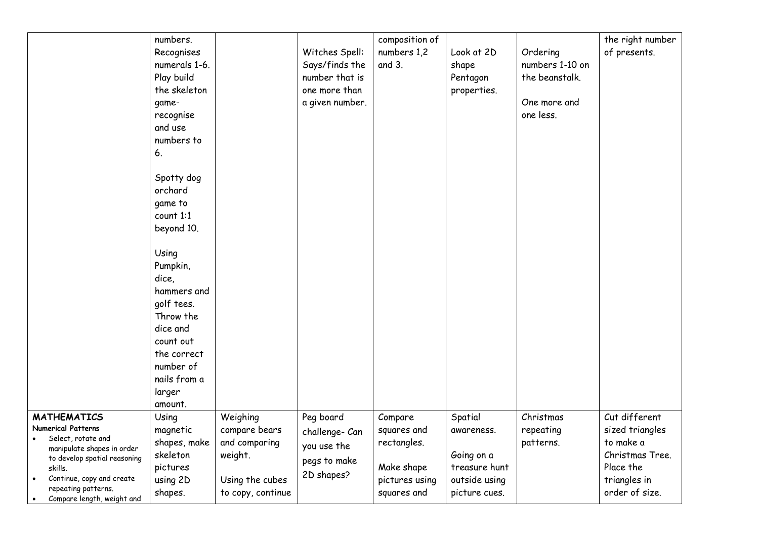| | | | | | | | |
|---|---|---|---|---|---|---|---|
| | numbers. Recognises numerals 1-6. Play build the skeleton game- recognise and use numbers to 6.<br><br>Spotty dog orchard game to count 1:1 beyond 10.<br><br>Using Pumpkin, dice, hammers and golf tees. Throw the dice and count out the correct number of nails from a larger amount. | | Witches Spell: Says/finds the number that is one more than a given number. | composition of numbers 1,2 and 3. | Look at 2D shape Pentagon properties. | Ordering numbers 1-10 on the beanstalk.<br><br>One more and one less. | the right number of presents. |
| **MATHEMATICS**<br>**Numerical Patterns**<br>• Select, rotate and manipulate shapes in order to develop spatial reasoning skills.<br>• Continue, copy and create repeating patterns.<br>• Compare length, weight and | Using magnetic shapes, make skeleton pictures using 2D shapes. | Weighing compare bears and comparing weight.<br><br>Using the cubes to copy, continue | Peg board challenge- Can you use the pegs to make 2D shapes? | Compare squares and rectangles.<br><br>Make shape pictures using squares and | Spatial awareness.<br><br>Going on a treasure hunt outside using picture cues. | Christmas repeating patterns. | Cut different sized triangles to make a Christmas Tree. Place the triangles in order of size. |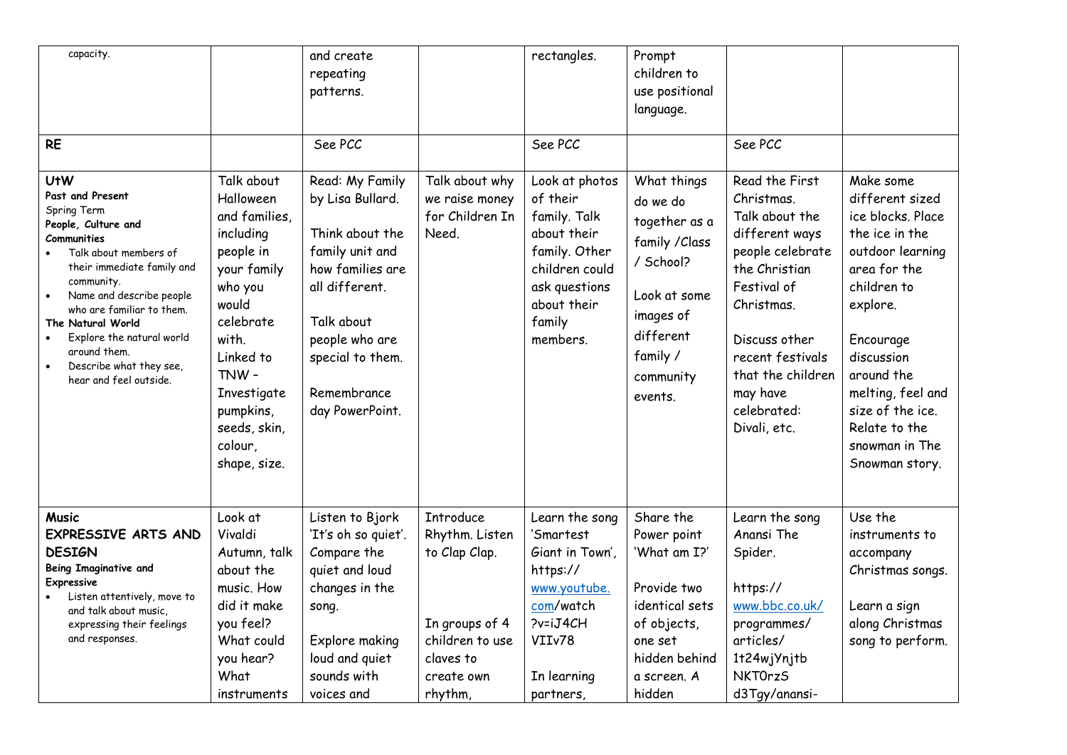| | | | | | | | |
|---|---|---|---|---|---|---|---|
| capacity. | | and create repeating patterns. | | rectangles. | Prompt children to use positional language. | | |
| **RE** | | See PCC | | See PCC | | See PCC | |
| **UtW**<br>**Past and Present**<br>Spring Term<br>**People, Culture and Communities**<br>• Talk about members of their immediate family and community.<br>• Name and describe people who are familiar to them.<br>**The Natural World**<br>• Explore the natural world around them.<br>• Describe what they see, hear and feel outside. | Talk about Halloween and families, including people in your family who you would celebrate with.<br>Linked to TNW – Investigate pumpkins, seeds, skin, colour, shape, size. | Read: My Family by Lisa Bullard.<br><br>Think about the family unit and how families are all different.<br><br>Talk about people who are special to them.<br><br>Remembrance day PowerPoint. | Talk about why we raise money for Children In Need. | Look at photos of their family. Talk about their family. Other children could ask questions about their family members. | What things do we do together as a family /Class / School?<br><br>Look at some images of different family / community events. | Read the First Christmas.<br>Talk about the different ways people celebrate the Christian Festival of Christmas.<br><br>Discuss other recent festivals that the children may have celebrated: Divali, etc. | Make some different sized ice blocks. Place the ice in the outdoor learning area for the children to explore.<br><br>Encourage discussion around the melting, feel and size of the ice. Relate to the snowman in The Snowman story. |
| **Music**<br>**EXPRESSIVE ARTS AND DESIGN**<br>**Being Imaginative and Expressive**<br>• Listen attentively, move to and talk about music, expressing their feelings and responses. | Look at Vivaldi Autumn, talk about the music. How did it make you feel? What could you hear? What instruments | Listen to Bjork 'It's oh so quiet'. Compare the quiet and loud changes in the song.<br><br>Explore making loud and quiet sounds with voices and | Introduce Rhythm. Listen to Clap Clap.<br><br>In groups of 4 children to use claves to create own rhythm, | Learn the song 'Smartest Giant in Town', https://www.youtube.com/watch?v=iJ4CHVIIv78<br><br>In learning partners, | Share the Power point 'What am I?'<br><br>Provide two identical sets of objects, one set hidden behind a screen. A hidden | Learn the song Anansi The Spider.<br><br>https://www.bbc.co.uk/programmes/articles/1t24wjYnjtbNKT0rzSd3Tgy/anansi- | Use the instruments to accompany Christmas songs.<br><br>Learn a sign along Christmas song to perform. |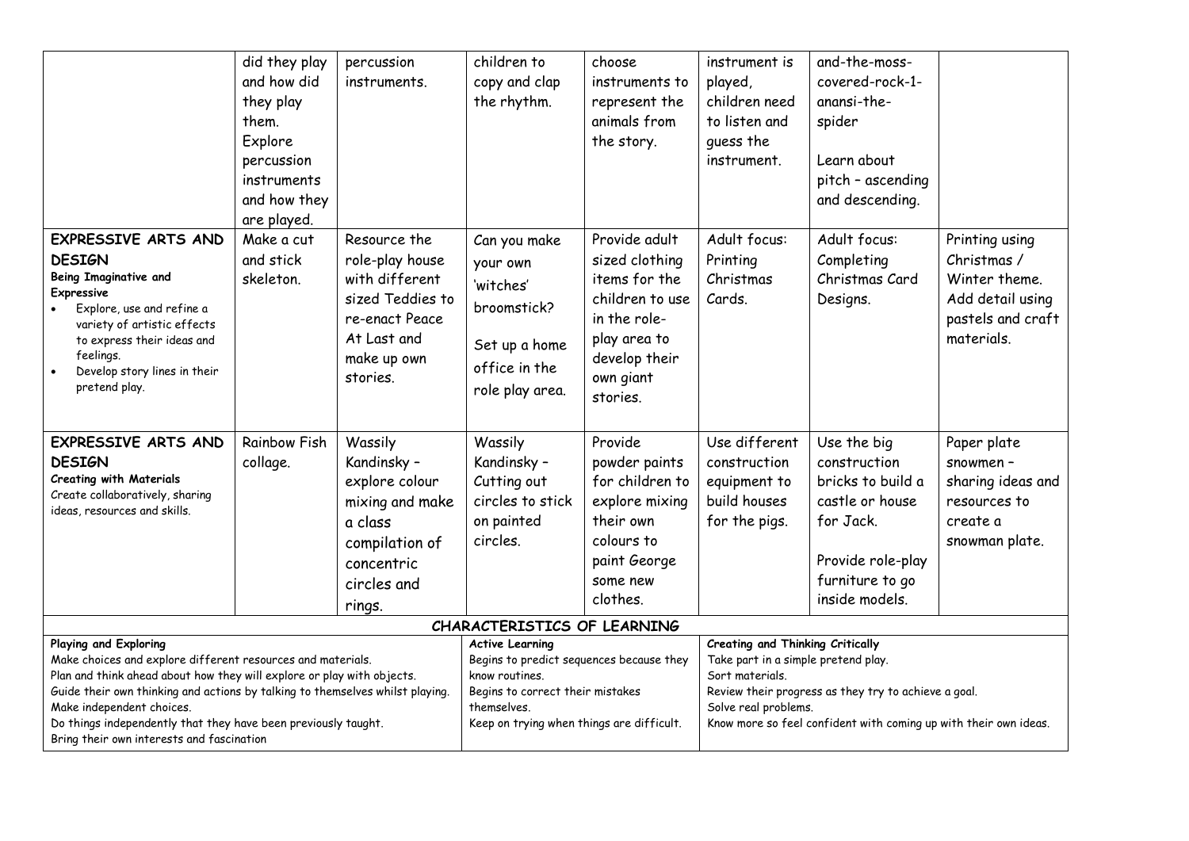| | | | | | | | |
|---|---|---|---|---|---|---|---|
| | did they play and how did they play them. Explore percussion instruments and how they are played. | percussion instruments. | children to copy and clap the rhythm. | choose instruments to represent the animals from the story. | instrument is played, children need to listen and guess the instrument. | and-the-moss-covered-rock-1-anansi-the-spider<br><br>Learn about pitch – ascending and descending. | |
| **EXPRESSIVE ARTS AND DESIGN**<br>**Being Imaginative and Expressive**<br>• Explore, use and refine a variety of artistic effects to express their ideas and feelings.<br>• Develop story lines in their pretend play. | Make a cut and stick skeleton. | Resource the role-play house with different sized Teddies to re-enact Peace At Last and make up own stories. | Can you make your own 'witches' broomstick?<br><br>Set up a home office in the role play area. | Provide adult sized clothing items for the children to use in the role-play area to develop their own giant stories. | Adult focus: Printing Christmas Cards. | Adult focus: Completing Christmas Card Designs. | Printing using Christmas / Winter theme. Add detail using pastels and craft materials. |
| **EXPRESSIVE ARTS AND DESIGN**<br>**Creating with Materials**<br>Create collaboratively, sharing ideas, resources and skills. | Rainbow Fish collage. | Wassily Kandinsky – explore colour mixing and make a class compilation of concentric circles and rings. | Wassily Kandinsky – Cutting out circles to stick on painted circles. | Provide powder paints for children to explore mixing their own colours to paint George some new clothes. | Use different construction equipment to build houses for the pigs. | Use the big construction bricks to build a castle or house for Jack.<br><br>Provide role-play furniture to go inside models. | Paper plate snowmen – sharing ideas and resources to create a snowman plate. |

## CHARACTERISTICS OF LEARNING

| Playing and Exploring | Active Learning | Creating and Thinking Critically |
|---|---|---|
| Make choices and explore different resources and materials.<br>Plan and think ahead about how they will explore or play with objects.<br>Guide their own thinking and actions by talking to themselves whilst playing.<br>Make independent choices.<br>Do things independently that they have been previously taught.<br>Bring their own interests and fascination | Begins to predict sequences because they know routines.<br>Begins to correct their mistakes themselves.<br>Keep on trying when things are difficult. | Take part in a simple pretend play.<br>Sort materials.<br>Review their progress as they try to achieve a goal.<br>Solve real problems.<br>Know more so feel confident with coming up with their own ideas. |